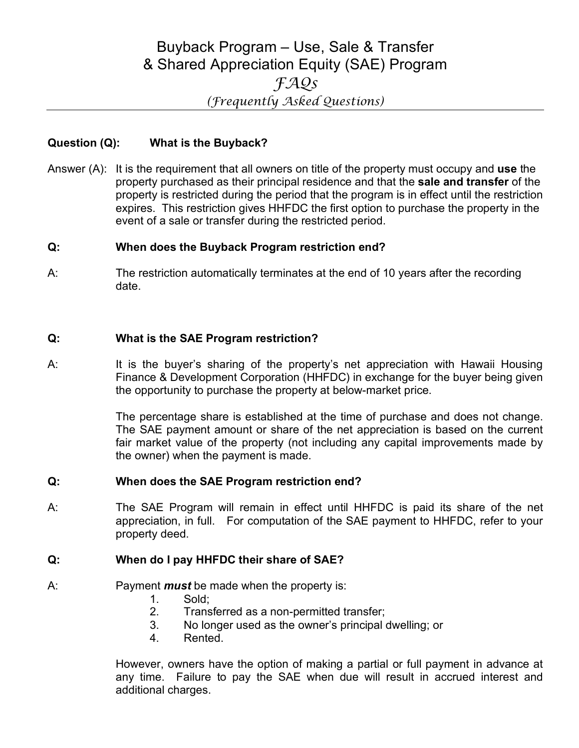# Buyback Program – Use, Sale & Transfer & Shared Appreciation Equity (SAE) Program

## *FAQs*

### *(Frequently Asked Questions)*

**Question (Q): What is the Buyback?**

Answer (A): It is the requirement that all owners on title of the property must occupy and **use** the property purchased as their principal residence and that the **sale and transfer** of the property is restricted during the period that the program is in effect until the restriction expires. This restriction gives HHFDC the first option to purchase the property in the event of a sale or transfer during the restricted period.

**Q: When does the Buyback Program restriction end?**

A: The restriction automatically terminates at the end of 10 years after the recording date.

**Q: What is the SAE Program restriction?**

A: It is the buyer's sharing of the property's net appreciation with Hawaii Housing Finance & Development Corporation (HHFDC) in exchange for the buyer being given the opportunity to purchase the property at below-market price.

The percentage share is established at the time of purchase and does not change. The SAE payment amount or share of the net appreciation is based on the current fair market value of the property (not including any capital improvements made by the owner) when the payment is made.

**Q: When does the SAE Program restriction end?**

A: The SAE Program will remain in effect until HHFDC is paid its share of the net appreciation, in full. For computation of the SAE payment to HHFDC, refer to your property deed.

**Q: When do I pay HHFDC their share of SAE?**

A: Payment ***must*** be made when the property is:

1. Sold;
2. Transferred as a non-permitted transfer;
3. No longer used as the owner's principal dwelling; or
4. Rented.

However, owners have the option of making a partial or full payment in advance at any time. Failure to pay the SAE when due will result in accrued interest and additional charges.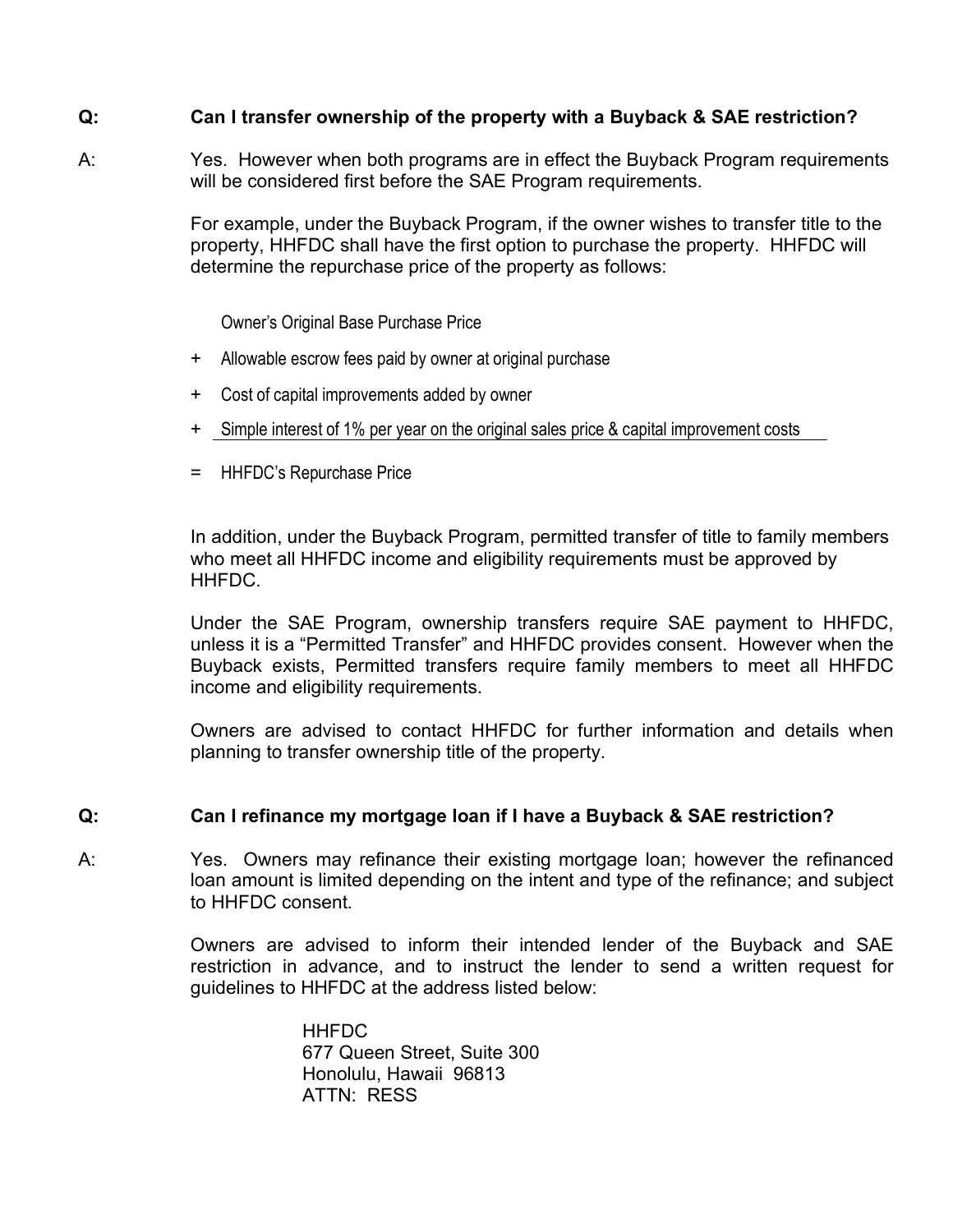**Q: Can I transfer ownership of the property with a Buyback & SAE restriction?**

A: Yes. However when both programs are in effect the Buyback Program requirements will be considered first before the SAE Program requirements.

For example, under the Buyback Program, if the owner wishes to transfer title to the property, HHFDC shall have the first option to purchase the property. HHFDC will determine the repurchase price of the property as follows:

Owner's Original Base Purchase Price

\+ Allowable escrow fees paid by owner at original purchase

\+ Cost of capital improvements added by owner

\+ Simple interest of 1% per year on the original sales price & capital improvement costs

= HHFDC's Repurchase Price

In addition, under the Buyback Program, permitted transfer of title to family members who meet all HHFDC income and eligibility requirements must be approved by HHFDC.

Under the SAE Program, ownership transfers require SAE payment to HHFDC, unless it is a "Permitted Transfer" and HHFDC provides consent. However when the Buyback exists, Permitted transfers require family members to meet all HHFDC income and eligibility requirements.

Owners are advised to contact HHFDC for further information and details when planning to transfer ownership title of the property.

**Q: Can I refinance my mortgage loan if I have a Buyback & SAE restriction?**

A: Yes. Owners may refinance their existing mortgage loan; however the refinanced loan amount is limited depending on the intent and type of the refinance; and subject to HHFDC consent.

Owners are advised to inform their intended lender of the Buyback and SAE restriction in advance, and to instruct the lender to send a written request for guidelines to HHFDC at the address listed below:

HHFDC
677 Queen Street, Suite 300
Honolulu, Hawaii 96813
ATTN: RESS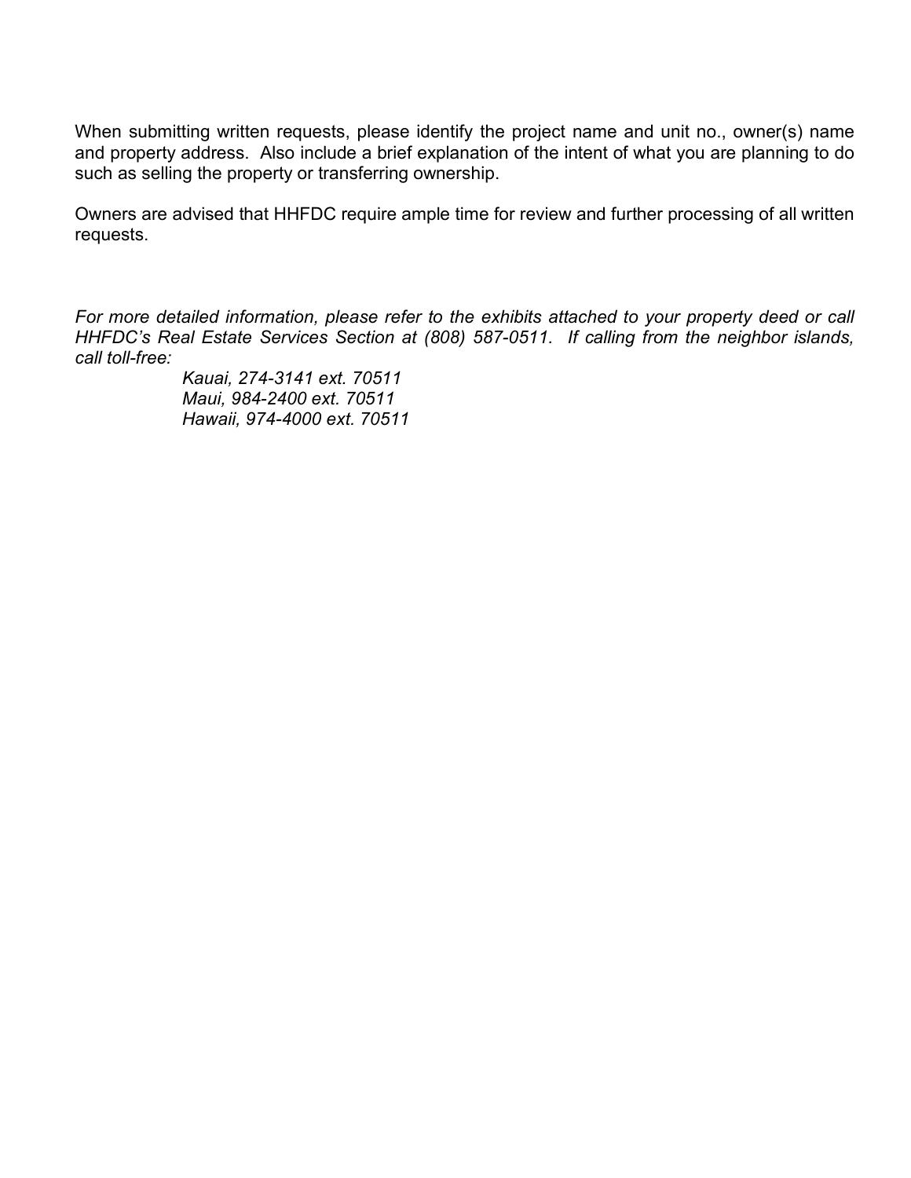When submitting written requests, please identify the project name and unit no., owner(s) name and property address. Also include a brief explanation of the intent of what you are planning to do such as selling the property or transferring ownership.

Owners are advised that HHFDC require ample time for review and further processing of all written requests.

*For more detailed information, please refer to the exhibits attached to your property deed or call HHFDC's Real Estate Services Section at (808) 587-0511. If calling from the neighbor islands, call toll-free:*

*Kauai, 274-3141 ext. 70511*
*Maui, 984-2400 ext. 70511*
*Hawaii, 974-4000 ext. 70511*